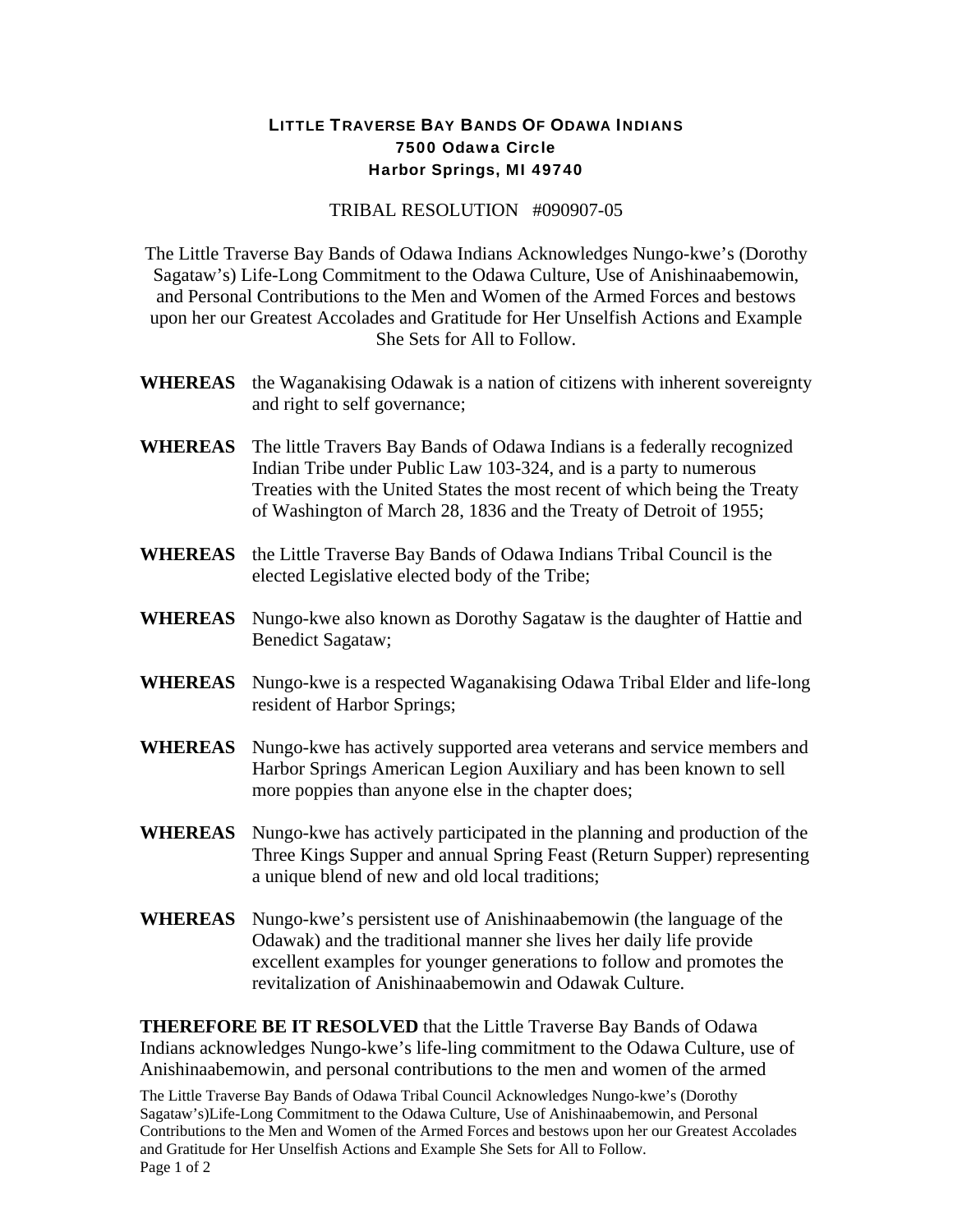**LITTLE TRAVERSE BAY BANDS OF ODAWA INDIANS**
**7500 Odawa Circle**
**Harbor Springs, MI 49740**

TRIBAL RESOLUTION #090907-05

The Little Traverse Bay Bands of Odawa Indians Acknowledges Nungo-kwe's (Dorothy Sagataw's) Life-Long Commitment to the Odawa Culture, Use of Anishinaabemowin, and Personal Contributions to the Men and Women of the Armed Forces and bestows upon her our Greatest Accolades and Gratitude for Her Unselfish Actions and Example She Sets for All to Follow.

**WHEREAS** the Waganakising Odawak is a nation of citizens with inherent sovereignty and right to self governance;

**WHEREAS** The little Travers Bay Bands of Odawa Indians is a federally recognized Indian Tribe under Public Law 103-324, and is a party to numerous Treaties with the United States the most recent of which being the Treaty of Washington of March 28, 1836 and the Treaty of Detroit of 1955;

**WHEREAS** the Little Traverse Bay Bands of Odawa Indians Tribal Council is the elected Legislative elected body of the Tribe;

**WHEREAS** Nungo-kwe also known as Dorothy Sagataw is the daughter of Hattie and Benedict Sagataw;

**WHEREAS** Nungo-kwe is a respected Waganakising Odawa Tribal Elder and life-long resident of Harbor Springs;

**WHEREAS** Nungo-kwe has actively supported area veterans and service members and Harbor Springs American Legion Auxiliary and has been known to sell more poppies than anyone else in the chapter does;

**WHEREAS** Nungo-kwe has actively participated in the planning and production of the Three Kings Supper and annual Spring Feast (Return Supper) representing a unique blend of new and old local traditions;

**WHEREAS** Nungo-kwe's persistent use of Anishinaabemowin (the language of the Odawak) and the traditional manner she lives her daily life provide excellent examples for younger generations to follow and promotes the revitalization of Anishinaabemowin and Odawak Culture.

**THEREFORE BE IT RESOLVED** that the Little Traverse Bay Bands of Odawa Indians acknowledges Nungo-kwe's life-ling commitment to the Odawa Culture, use of Anishinaabemowin, and personal contributions to the men and women of the armed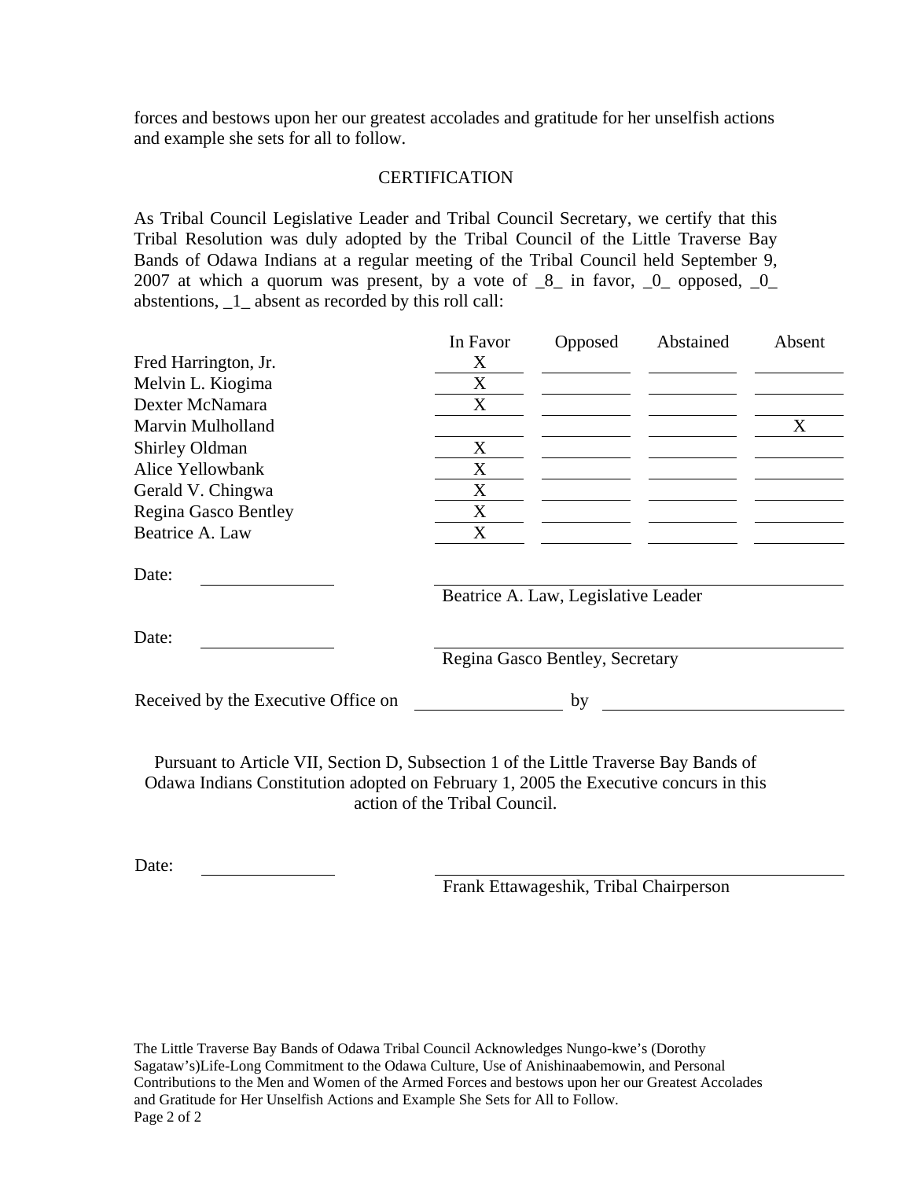forces and bestows upon her our greatest accolades and gratitude for her unselfish actions and example she sets for all to follow.

## CERTIFICATION

As Tribal Council Legislative Leader and Tribal Council Secretary, we certify that this Tribal Resolution was duly adopted by the Tribal Council of the Little Traverse Bay Bands of Odawa Indians at a regular meeting of the Tribal Council held September 9, 2007 at which a quorum was present, by a vote of _8_ in favor, _0_ opposed, _0_ abstentions, _1_ absent as recorded by this roll call:

| | In Favor | Opposed | Abstained | Absent |
|---|---|---|---|---|
| Fred Harrington, Jr. | X | | | |
| Melvin L. Kiogima | X | | | |
| Dexter McNamara | X | | | |
| Marvin Mulholland | | | | X |
| Shirley Oldman | X | | | |
| Alice Yellowbank | X | | | |
| Gerald V. Chingwa | X | | | |
| Regina Gasco Bentley | X | | | |
| Beatrice A. Law | X | | | |

Date: ______________ ______________________________
Beatrice A. Law, Legislative Leader

Date: ______________ ______________________________
Regina Gasco Bentley, Secretary

Received by the Executive Office on ______________ by ______________________

Pursuant to Article VII, Section D, Subsection 1 of the Little Traverse Bay Bands of Odawa Indians Constitution adopted on February 1, 2005 the Executive concurs in this action of the Tribal Council.

Date: ______________ ______________________________
Frank Ettawageshik, Tribal Chairperson

The Little Traverse Bay Bands of Odawa Tribal Council Acknowledges Nungo-kwe's (Dorothy Sagataw's)Life-Long Commitment to the Odawa Culture, Use of Anishinaabemowin, and Personal Contributions to the Men and Women of the Armed Forces and bestows upon her our Greatest Accolades and Gratitude for Her Unselfish Actions and Example She Sets for All to Follow.